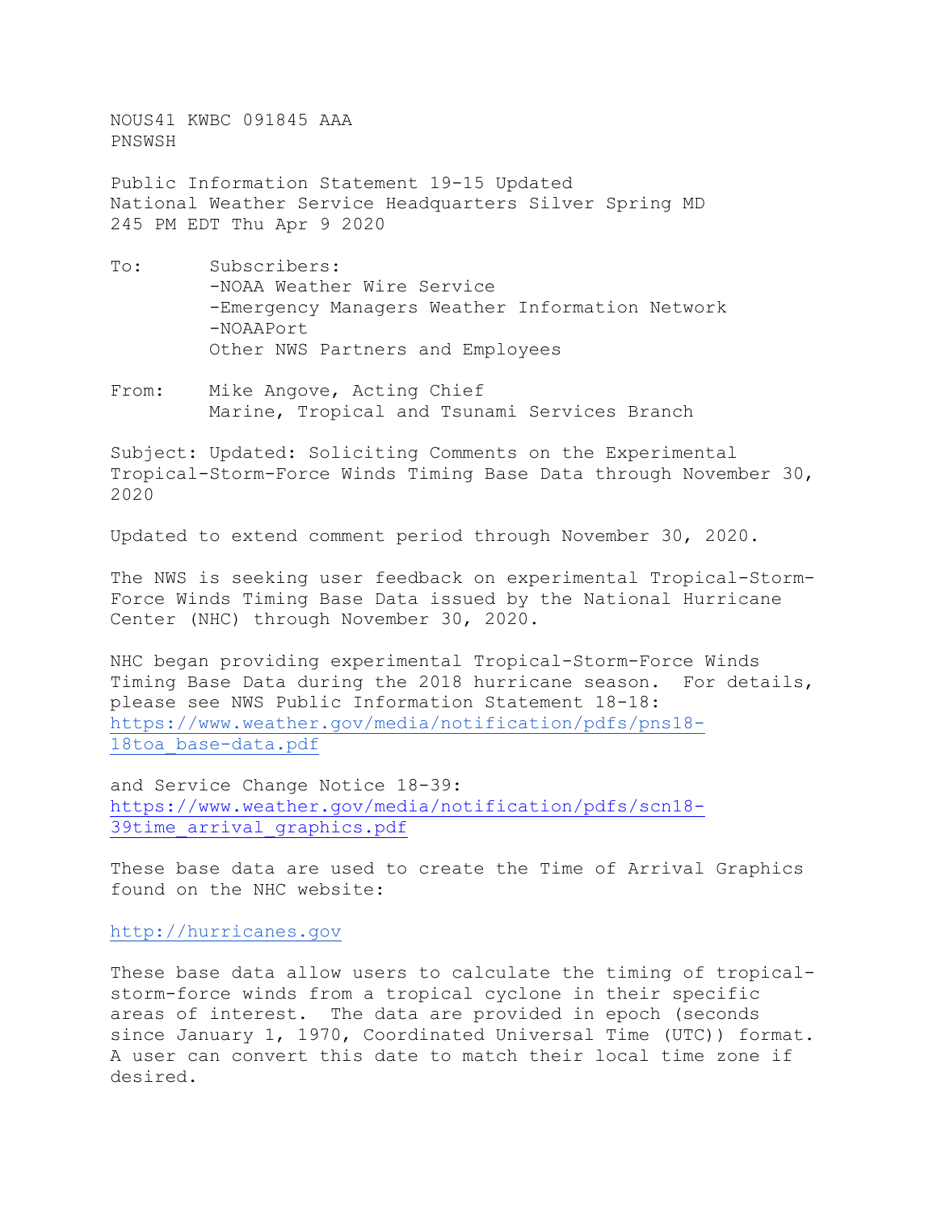NOUS41 KWBC 091845 AAA
PNSWSH

Public Information Statement 19-15 Updated
National Weather Service Headquarters Silver Spring MD
245 PM EDT Thu Apr 9 2020

To: Subscribers:
-NOAA Weather Wire Service
-Emergency Managers Weather Information Network
-NOAAPort
Other NWS Partners and Employees

From: Mike Angove, Acting Chief
Marine, Tropical and Tsunami Services Branch

Subject: Updated: Soliciting Comments on the Experimental Tropical-Storm-Force Winds Timing Base Data through November 30, 2020

Updated to extend comment period through November 30, 2020.

The NWS is seeking user feedback on experimental Tropical-Storm-Force Winds Timing Base Data issued by the National Hurricane Center (NHC) through November 30, 2020.

NHC began providing experimental Tropical-Storm-Force Winds Timing Base Data during the 2018 hurricane season. For details, please see NWS Public Information Statement 18-18:
https://www.weather.gov/media/notification/pdfs/pns18-18toa_base-data.pdf

and Service Change Notice 18-39:
https://www.weather.gov/media/notification/pdfs/scn18-39time_arrival_graphics.pdf

These base data are used to create the Time of Arrival Graphics found on the NHC website:

http://hurricanes.gov

These base data allow users to calculate the timing of tropical-storm-force winds from a tropical cyclone in their specific areas of interest. The data are provided in epoch (seconds since January 1, 1970, Coordinated Universal Time (UTC)) format. A user can convert this date to match their local time zone if desired.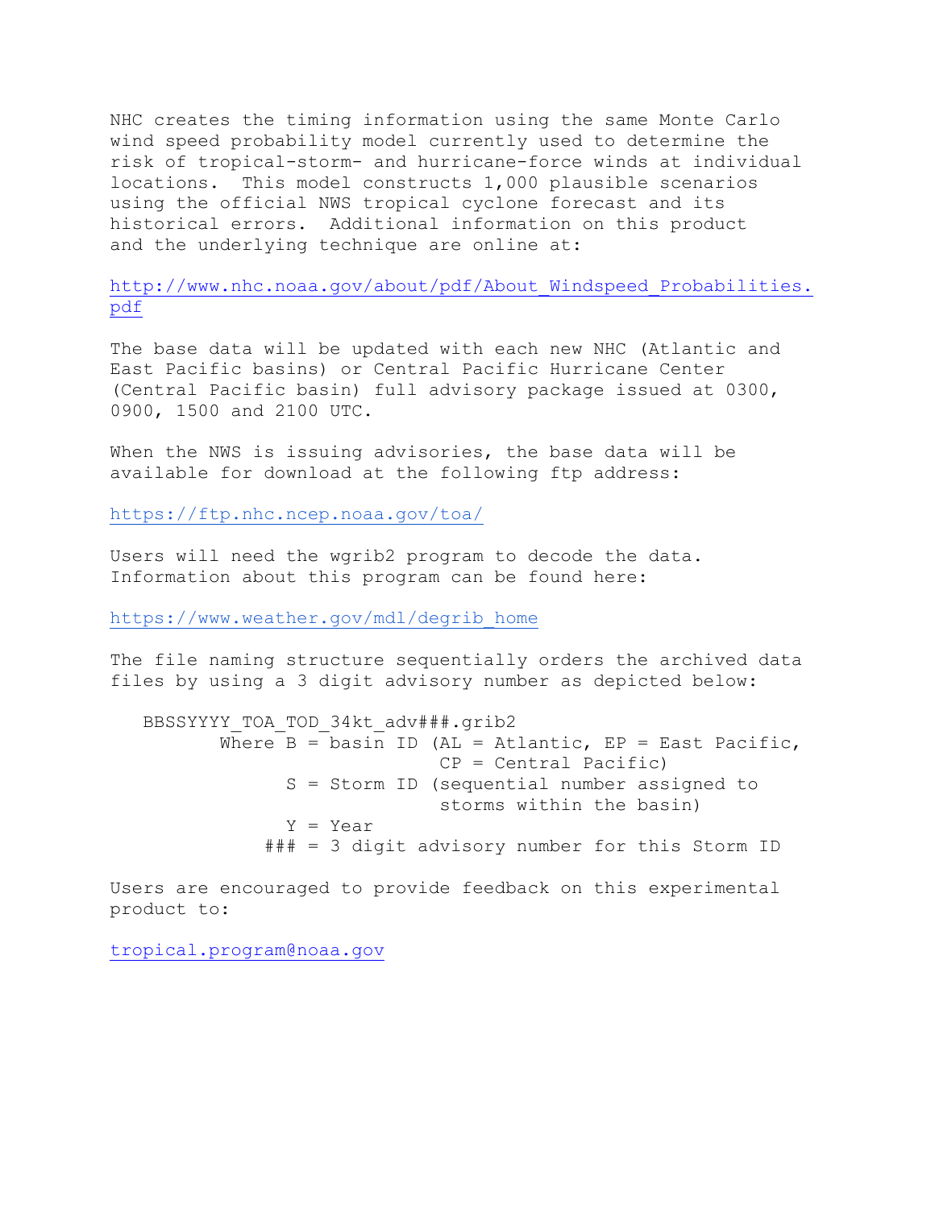NHC creates the timing information using the same Monte Carlo wind speed probability model currently used to determine the risk of tropical-storm- and hurricane-force winds at individual locations. This model constructs 1,000 plausible scenarios using the official NWS tropical cyclone forecast and its historical errors. Additional information on this product and the underlying technique are online at:

http://www.nhc.noaa.gov/about/pdf/About_Windspeed_Probabilities.pdf

The base data will be updated with each new NHC (Atlantic and East Pacific basins) or Central Pacific Hurricane Center (Central Pacific basin) full advisory package issued at 0300, 0900, 1500 and 2100 UTC.

When the NWS is issuing advisories, the base data will be available for download at the following ftp address:

https://ftp.nhc.ncep.noaa.gov/toa/

Users will need the wgrib2 program to decode the data. Information about this program can be found here:

https://www.weather.gov/mdl/degrib_home

The file naming structure sequentially orders the archived data files by using a 3 digit advisory number as depicted below:

```
BBSSYYYY_TOA_TOD_34kt_adv###.grib2
       Where B = basin ID (AL = Atlantic, EP = East Pacific,
                           CP = Central Pacific)
             S = Storm ID (sequential number assigned to
                           storms within the basin)
             Y = Year
           ### = 3 digit advisory number for this Storm ID
```

Users are encouraged to provide feedback on this experimental product to:

tropical.program@noaa.gov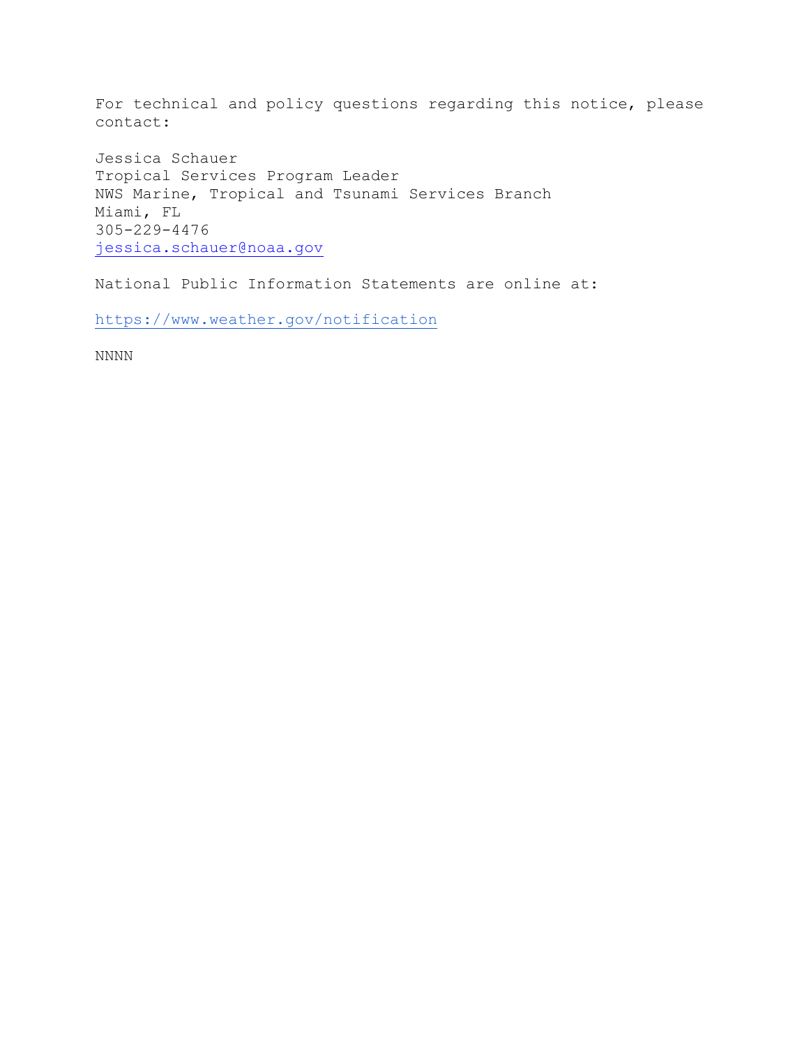For technical and policy questions regarding this notice, please contact:

Jessica Schauer
Tropical Services Program Leader
NWS Marine, Tropical and Tsunami Services Branch
Miami, FL
305-229-4476
jessica.schauer@noaa.gov

National Public Information Statements are online at:

https://www.weather.gov/notification

NNNN